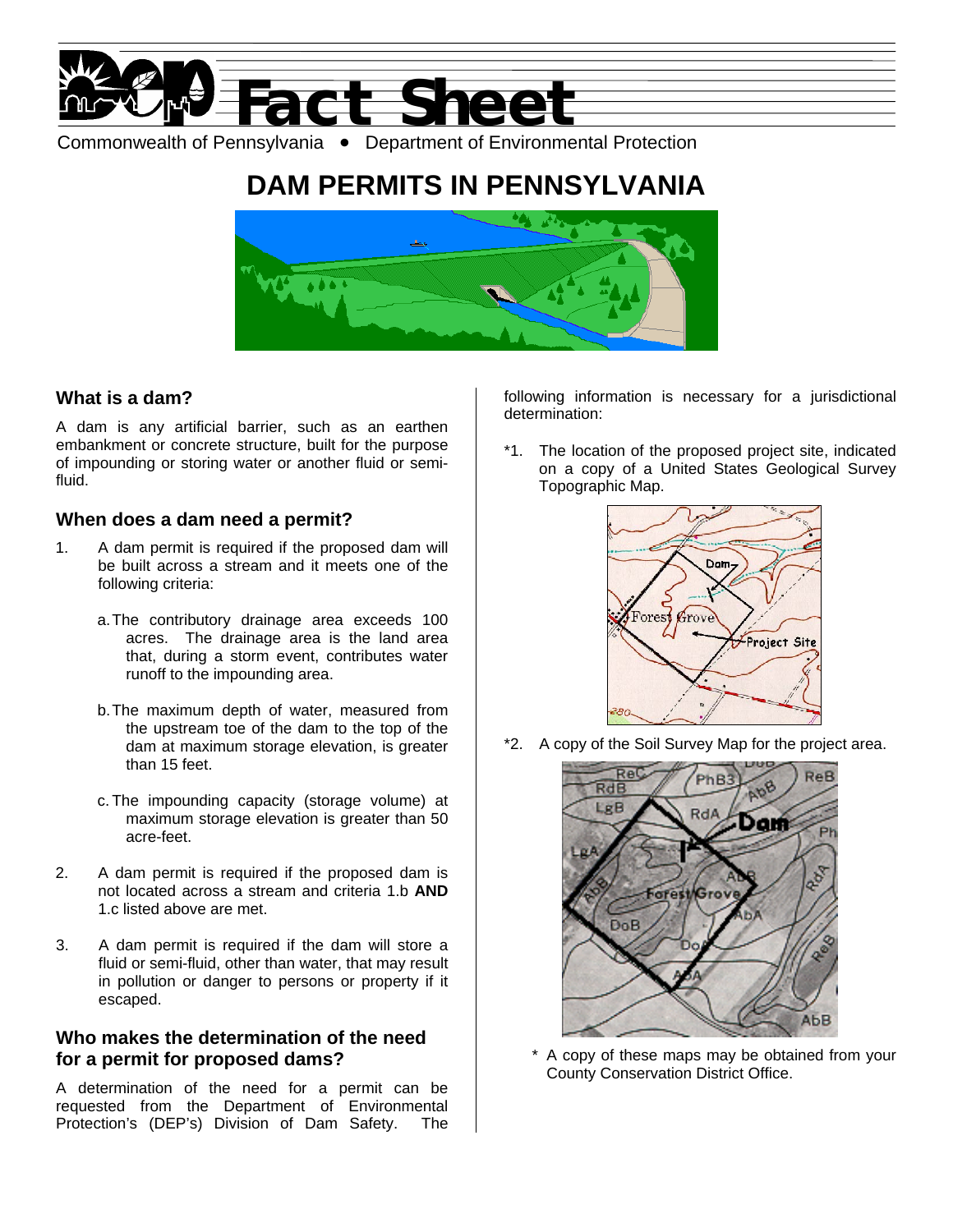# DEP Fact Sheet

Commonwealth of Pennsylvania • Department of Environmental Protection

# DAM PERMITS IN PENNSYLVANIA

## What is a dam?

A dam is any artificial barrier, such as an earthen embankment or concrete structure, built for the purpose of impounding or storing water or another fluid or semi-fluid.

## When does a dam need a permit?

1. A dam permit is required if the proposed dam will be built across a stream and it meets one of the following criteria:

   a. The contributory drainage area exceeds 100 acres. The drainage area is the land area that, during a storm event, contributes water runoff to the impounding area.

   b. The maximum depth of water, measured from the upstream toe of the dam to the top of the dam at maximum storage elevation, is greater than 15 feet.

   c. The impounding capacity (storage volume) at maximum storage elevation is greater than 50 acre-feet.

2. A dam permit is required if the proposed dam is not located across a stream and criteria 1.b **AND** 1.c listed above are met.

3. A dam permit is required if the dam will store a fluid or semi-fluid, other than water, that may result in pollution or danger to persons or property if it escaped.

## Who makes the determination of the need for a permit for proposed dams?

A determination of the need for a permit can be requested from the Department of Environmental Protection's (DEP's) Division of Dam Safety. The following information is necessary for a jurisdictional determination:

*1. The location of the proposed project site, indicated on a copy of a United States Geological Survey Topographic Map.

Dam
Forest Grove
Project Site

*2. A copy of the Soil Survey Map for the project area.

Dam
Forest Grove

\* A copy of these maps may be obtained from your County Conservation District Office.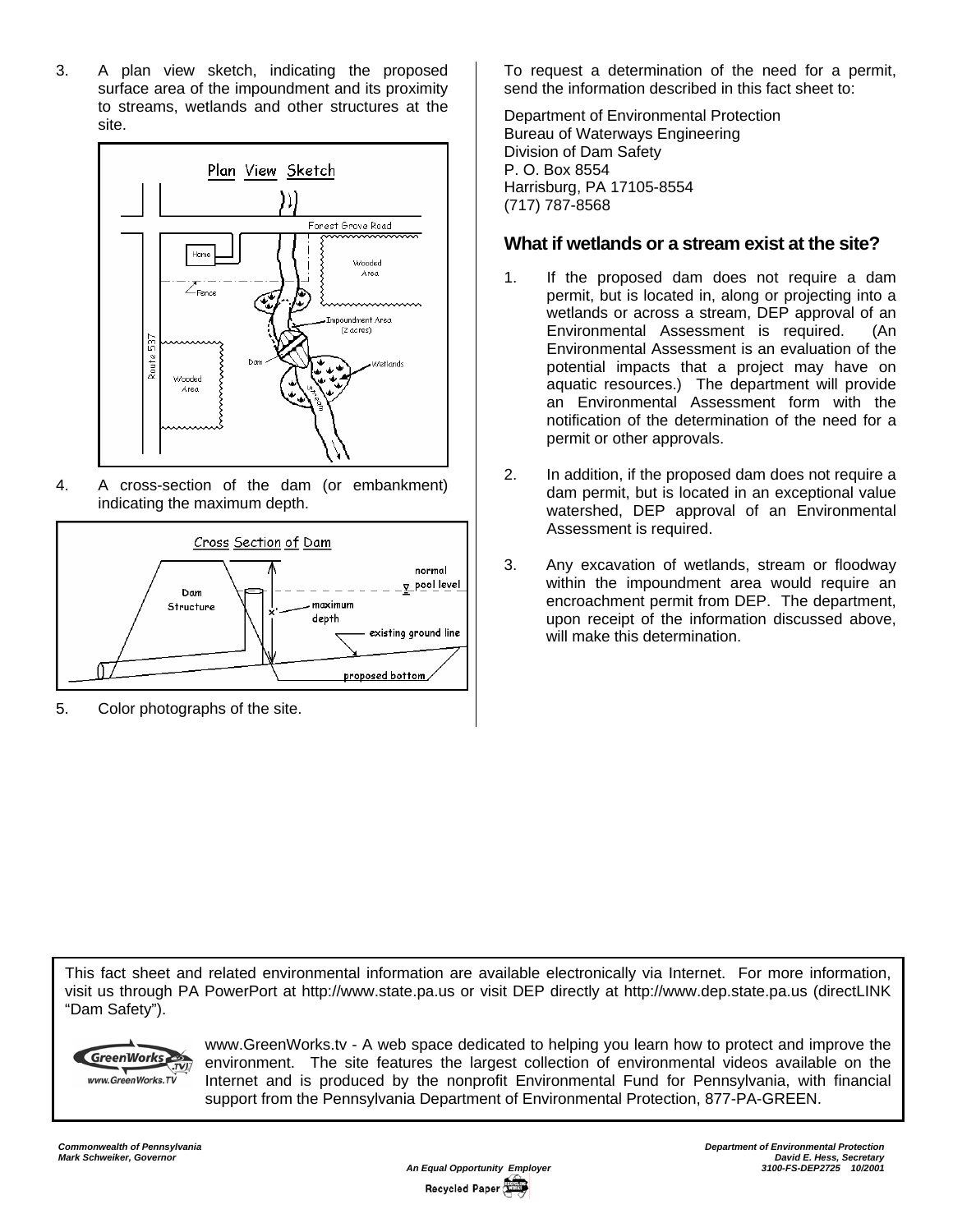3. A plan view sketch, indicating the proposed surface area of the impoundment and its proximity to streams, wetlands and other structures at the site.

Plan View Sketch

Forest Grove Road

Home

Wooded Area

Fence

Impoundment Area (2 acres)

Route 537

Dam

Wetlands

Wooded Area

Stream

4. A cross-section of the dam (or embankment) indicating the maximum depth.

Cross Section of Dam

Dam Structure

normal pool level

X'

maximum depth

existing ground line

proposed bottom

5. Color photographs of the site.

To request a determination of the need for a permit, send the information described in this fact sheet to:

Department of Environmental Protection
Bureau of Waterways Engineering
Division of Dam Safety
P. O. Box 8554
Harrisburg, PA 17105-8554
(717) 787-8568

## What if wetlands or a stream exist at the site?

1. If the proposed dam does not require a dam permit, but is located in, along or projecting into a wetlands or across a stream, DEP approval of an Environmental Assessment is required. (An Environmental Assessment is an evaluation of the potential impacts that a project may have on aquatic resources.) The department will provide an Environmental Assessment form with the notification of the determination of the need for a permit or other approvals.

2. In addition, if the proposed dam does not require a dam permit, but is located in an exceptional value watershed, DEP approval of an Environmental Assessment is required.

3. Any excavation of wetlands, stream or floodway within the impoundment area would require an encroachment permit from DEP. The department, upon receipt of the information discussed above, will make this determination.

This fact sheet and related environmental information are available electronically via Internet. For more information, visit us through PA PowerPort at http://www.state.pa.us or visit DEP directly at http://www.dep.state.pa.us (directLINK "Dam Safety").

www.GreenWorks.tv - A web space dedicated to helping you learn how to protect and improve the environment. The site features the largest collection of environmental videos available on the Internet and is produced by the nonprofit Environmental Fund for Pennsylvania, with financial support from the Pennsylvania Department of Environmental Protection, 877-PA-GREEN.

*Commonwealth of Pennsylvania*
*Mark Schweiker, Governor*

*An Equal Opportunity Employer*

*Department of Environmental Protection*
*David E. Hess, Secretary*
*3100-FS-DEP2725 10/2001*

Recycled Paper